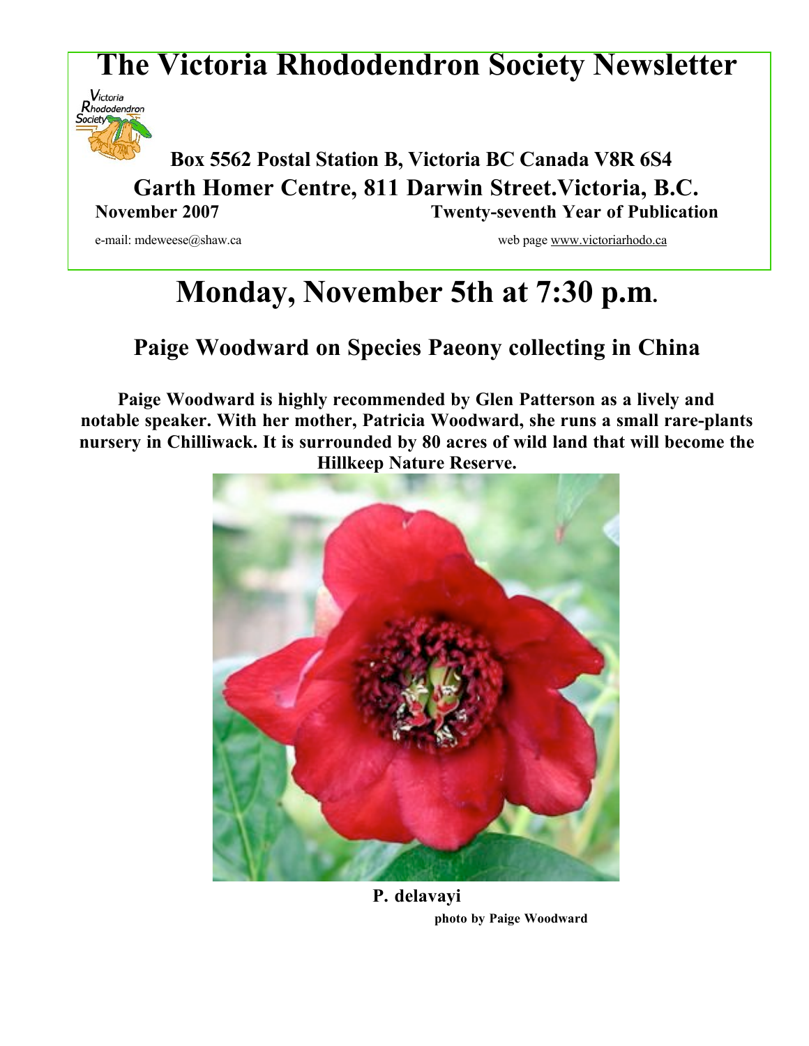# The Victoria Rhododendron Society Newsletter

**Box 5562 Postal Station B, Victoria BC Canada V8R 6S4**

**Garth Homer Centre, 811 Darwin Street.Victoria, B.C.**

**November 2007** **Twenty-seventh Year of Publication**

e-mail: mdeweese@shaw.ca web page www.victoriarhodo.ca

# Monday, November 5th at 7:30 p.m.

## Paige Woodward on Species Paeony collecting in China

**Paige Woodward is highly recommended by Glen Patterson as a lively and notable speaker. With her mother, Patricia Woodward, she runs a small rare-plants nursery in Chilliwack. It is surrounded by 80 acres of wild land that will become the Hillkeep Nature Reserve.**

**P. delavayi**

**photo by Paige Woodward**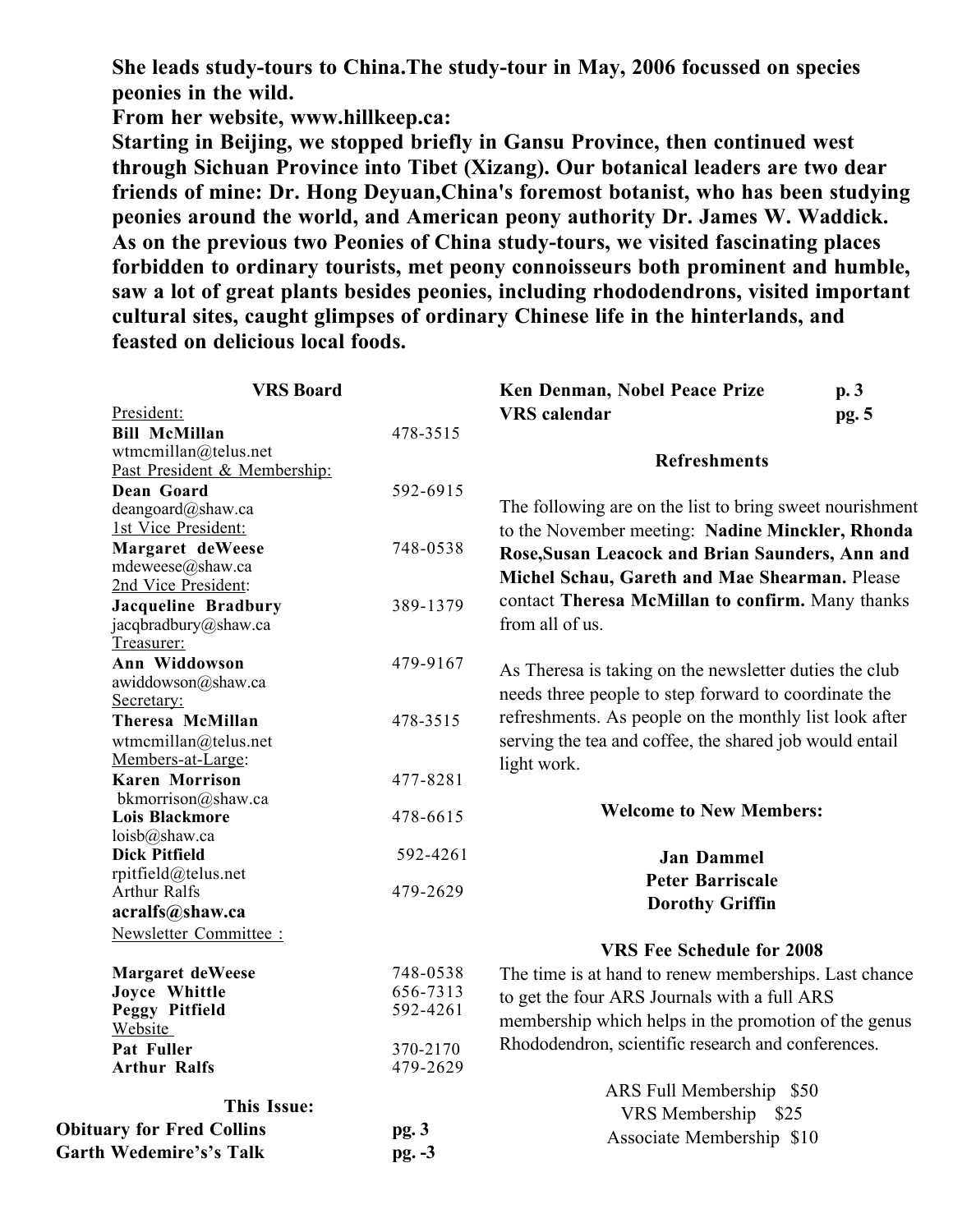**She leads study-tours to China.The study-tour in May, 2006 focussed on species peonies in the wild.**

**From her website, www.hillkeep.ca:**

**Starting in Beijing, we stopped briefly in Gansu Province, then continued west through Sichuan Province into Tibet (Xizang). Our botanical leaders are two dear friends of mine: Dr. Hong Deyuan,China's foremost botanist, who has been studying peonies around the world, and American peony authority Dr. James W. Waddick. As on the previous two Peonies of China study-tours, we visited fascinating places forbidden to ordinary tourists, met peony connoisseurs both prominent and humble, saw a lot of great plants besides peonies, including rhododendrons, visited important cultural sites, caught glimpses of ordinary Chinese life in the hinterlands, and feasted on delicious local foods.**

### VRS Board

| | |
|---|---|
| President: | |
| **Bill McMillan** | 478-3515 |
| wtmcmillan@telus.net | |
| Past President & Membership: | |
| **Dean Goard** | 592-6915 |
| deangoard@shaw.ca | |
| 1st Vice President: | |
| **Margaret deWeese** | 748-0538 |
| mdeweese@shaw.ca | |
| 2nd Vice President: | |
| **Jacqueline Bradbury** | 389-1379 |
| jacqbradbury@shaw.ca | |
| Treasurer: | |
| **Ann Widdowson** | 479-9167 |
| awiddowson@shaw.ca | |
| Secretary: | |
| **Theresa McMillan** | 478-3515 |
| wtmcmillan@telus.net | |
| Members-at-Large: | |
| **Karen Morrison** | 477-8281 |
| bkmorrison@shaw.ca | |
| **Lois Blackmore** | 478-6615 |
| loisb@shaw.ca | |
| **Dick Pitfield** | 592-4261 |
| rpitfield@telus.net | |
| Arthur Ralfs | 479-2629 |
| **acralfs@shaw.ca** | |
| Newsletter Committee : | |
| **Margaret deWeese** | 748-0538 |
| **Joyce Whittle** | 656-7313 |
| **Peggy Pitfield** | 592-4261 |
| Website | |
| **Pat Fuller** | 370-2170 |
| **Arthur Ralfs** | 479-2629 |

### This Issue:

| | |
|---|---|
| **Obituary for Fred Collins** | **pg. 3** |
| **Garth Wedemire's's Talk** | **pg. -3** |
| **Ken Denman, Nobel Peace Prize** | **p. 3** |
| **VRS calendar** | **pg. 5** |

### Refreshments

The following are on the list to bring sweet nourishment to the November meeting: **Nadine Minckler, Rhonda Rose,Susan Leacock and Brian Saunders, Ann and Michel Schau, Gareth and Mae Shearman.** Please contact **Theresa McMillan to confirm.** Many thanks from all of us.

As Theresa is taking on the newsletter duties the club needs three people to step forward to coordinate the refreshments. As people on the monthly list look after serving the tea and coffee, the shared job would entail light work.

### Welcome to New Members:

**Jan Dammel**
**Peter Barriscale**
**Dorothy Griffin**

### VRS Fee Schedule for 2008

The time is at hand to renew memberships. Last chance to get the four ARS Journals with a full ARS membership which helps in the promotion of the genus Rhododendron, scientific research and conferences.

ARS Full Membership $50
VRS Membership $25
Associate Membership $10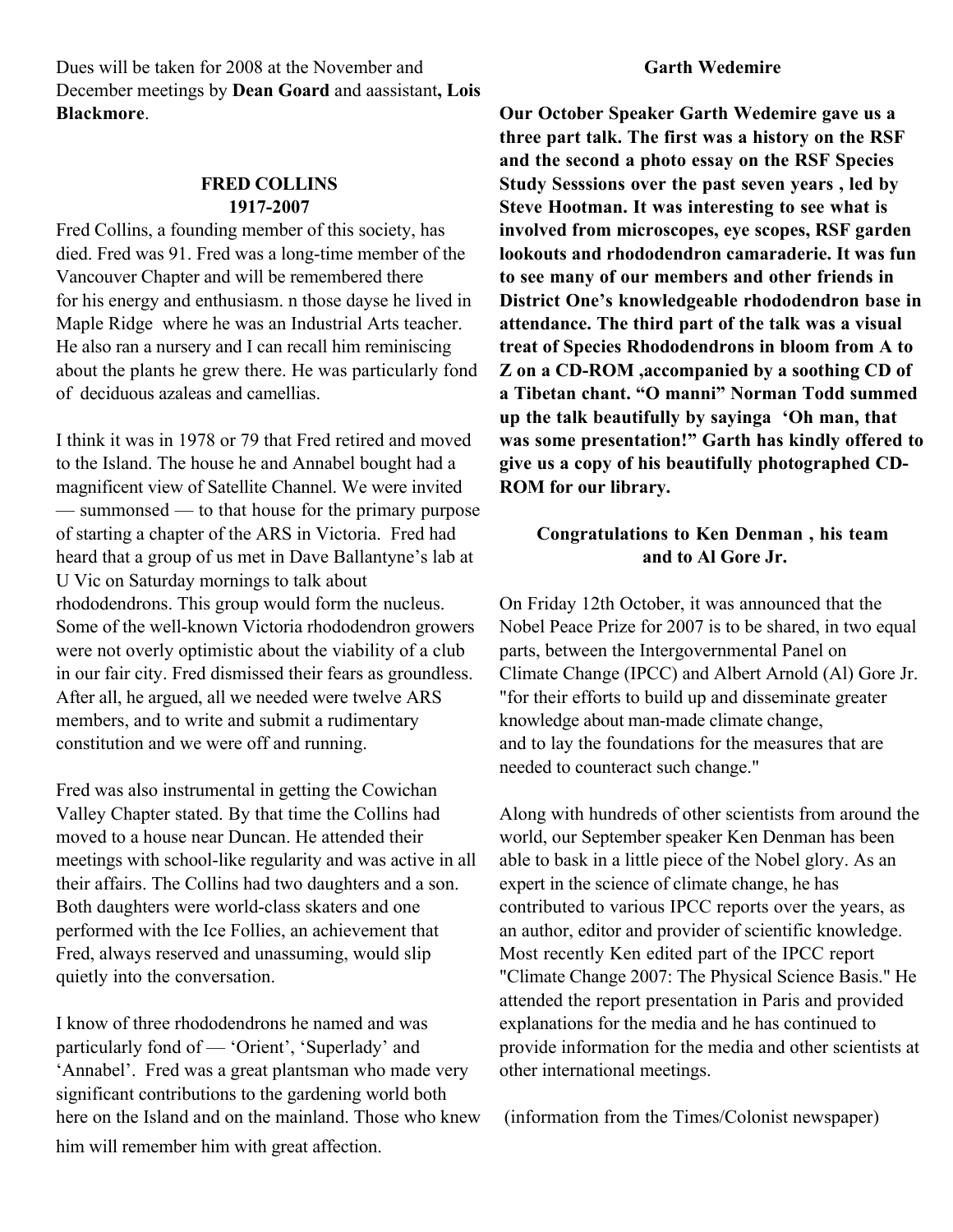Dues will be taken for 2008 at the November and December meetings by **Dean Goard** and aassistant**, Lois Blackmore**.

## FRED COLLINS
## 1917-2007

Fred Collins, a founding member of this society, has died. Fred was 91. Fred was a long-time member of the Vancouver Chapter and will be remembered there for his energy and enthusiasm. n those dayse he lived in Maple Ridge where he was an Industrial Arts teacher. He also ran a nursery and I can recall him reminiscing about the plants he grew there. He was particularly fond of deciduous azaleas and camellias.

I think it was in 1978 or 79 that Fred retired and moved to the Island. The house he and Annabel bought had a magnificent view of Satellite Channel. We were invited — summonsed — to that house for the primary purpose of starting a chapter of the ARS in Victoria. Fred had heard that a group of us met in Dave Ballantyne's lab at U Vic on Saturday mornings to talk about rhododendrons. This group would form the nucleus. Some of the well-known Victoria rhododendron growers were not overly optimistic about the viability of a club in our fair city. Fred dismissed their fears as groundless. After all, he argued, all we needed were twelve ARS members, and to write and submit a rudimentary constitution and we were off and running.

Fred was also instrumental in getting the Cowichan Valley Chapter stated. By that time the Collins had moved to a house near Duncan. He attended their meetings with school-like regularity and was active in all their affairs. The Collins had two daughters and a son. Both daughters were world-class skaters and one performed with the Ice Follies, an achievement that Fred, always reserved and unassuming, would slip quietly into the conversation.

I know of three rhododendrons he named and was particularly fond of — 'Orient', 'Superlady' and 'Annabel'. Fred was a great plantsman who made very significant contributions to the gardening world both here on the Island and on the mainland. Those who knew him will remember him with great affection.

## Garth Wedemire

**Our October Speaker Garth Wedemire gave us a three part talk. The first was a history on the RSF and the second a photo essay on the RSF Species Study Sesssions over the past seven years , led by Steve Hootman. It was interesting to see what is involved from microscopes, eye scopes, RSF garden lookouts and rhododendron camaraderie. It was fun to see many of our members and other friends in District One's knowledgeable rhododendron base in attendance. The third part of the talk was a visual treat of Species Rhododendrons in bloom from A to Z on a CD-ROM ,accompanied by a soothing CD of a Tibetan chant. "O manni" Norman Todd summed up the talk beautifully by sayinga 'Oh man, that was some presentation!" Garth has kindly offered to give us a copy of his beautifully photographed CD-ROM for our library.**

## Congratulations to Ken Denman , his team and to Al Gore Jr.

On Friday 12th October, it was announced that the Nobel Peace Prize for 2007 is to be shared, in two equal parts, between the Intergovernmental Panel on Climate Change (IPCC) and Albert Arnold (Al) Gore Jr. "for their efforts to build up and disseminate greater knowledge about man-made climate change, and to lay the foundations for the measures that are needed to counteract such change."

Along with hundreds of other scientists from around the world, our September speaker Ken Denman has been able to bask in a little piece of the Nobel glory. As an expert in the science of climate change, he has contributed to various IPCC reports over the years, as an author, editor and provider of scientific knowledge. Most recently Ken edited part of the IPCC report "Climate Change 2007: The Physical Science Basis." He attended the report presentation in Paris and provided explanations for the media and he has continued to provide information for the media and other scientists at other international meetings.

(information from the Times/Colonist newspaper)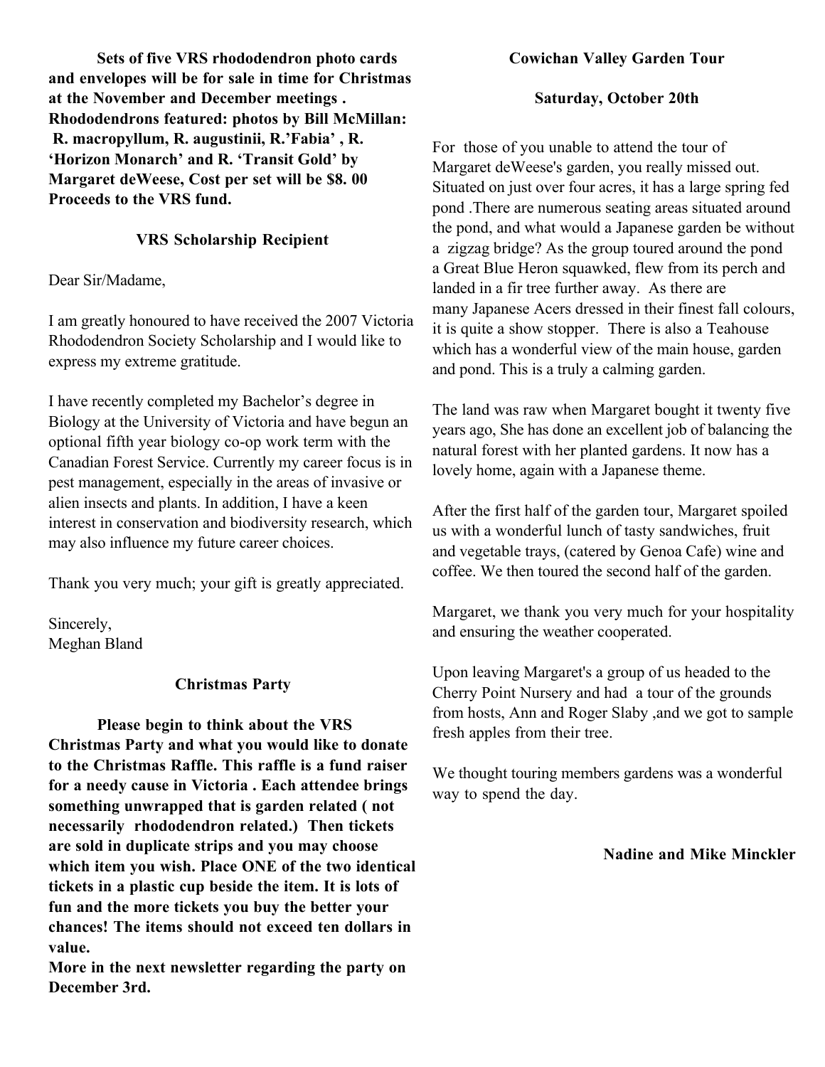**Sets of five VRS rhododendron photo cards and envelopes will be for sale in time for Christmas at the November and December meetings . Rhododendrons featured: photos by Bill McMillan: R. macropyllum, R. augustinii, R.'Fabia' , R. 'Horizon Monarch' and R. 'Transit Gold' by Margaret deWeese, Cost per set will be $8. 00 Proceeds to the VRS fund.**

## VRS Scholarship Recipient

Dear Sir/Madame,

I am greatly honoured to have received the 2007 Victoria Rhododendron Society Scholarship and I would like to express my extreme gratitude.

I have recently completed my Bachelor's degree in Biology at the University of Victoria and have begun an optional fifth year biology co-op work term with the Canadian Forest Service. Currently my career focus is in pest management, especially in the areas of invasive or alien insects and plants. In addition, I have a keen interest in conservation and biodiversity research, which may also influence my future career choices.

Thank you very much; your gift is greatly appreciated.

Sincerely,
Meghan Bland

## Christmas Party

**Please begin to think about the VRS Christmas Party and what you would like to donate to the Christmas Raffle. This raffle is a fund raiser for a needy cause in Victoria . Each attendee brings something unwrapped that is garden related ( not necessarily rhododendron related.) Then tickets are sold in duplicate strips and you may choose which item you wish. Place ONE of the two identical tickets in a plastic cup beside the item. It is lots of fun and the more tickets you buy the better your chances! The items should not exceed ten dollars in value.**

**More in the next newsletter regarding the party on December 3rd.**

## Cowichan Valley Garden Tour

### Saturday, October 20th

For those of you unable to attend the tour of Margaret deWeese's garden, you really missed out. Situated on just over four acres, it has a large spring fed pond .There are numerous seating areas situated around the pond, and what would a Japanese garden be without a zigzag bridge? As the group toured around the pond a Great Blue Heron squawked, flew from its perch and landed in a fir tree further away. As there are many Japanese Acers dressed in their finest fall colours, it is quite a show stopper. There is also a Teahouse which has a wonderful view of the main house, garden and pond. This is a truly a calming garden.

The land was raw when Margaret bought it twenty five years ago, She has done an excellent job of balancing the natural forest with her planted gardens. It now has a lovely home, again with a Japanese theme.

After the first half of the garden tour, Margaret spoiled us with a wonderful lunch of tasty sandwiches, fruit and vegetable trays, (catered by Genoa Cafe) wine and coffee. We then toured the second half of the garden.

Margaret, we thank you very much for your hospitality and ensuring the weather cooperated.

Upon leaving Margaret's a group of us headed to the Cherry Point Nursery and had a tour of the grounds from hosts, Ann and Roger Slaby ,and we got to sample fresh apples from their tree.

We thought touring members gardens was a wonderful way to spend the day.

**Nadine and Mike Minckler**